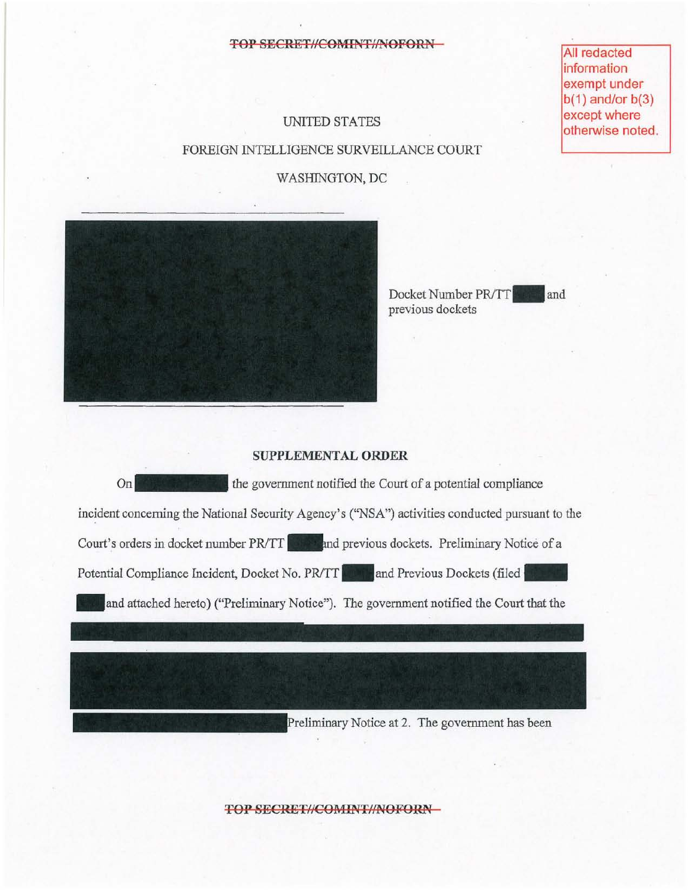All redacted information exempt under b(1) and/or b(3) except where otherwise noted.

UNITED STATES

FOREIGN INTELLIGENCE SURVEILLANCE COURT

WASHINGTON, DC

Docket Number PR/TT and previous dockets

**SUPPLEMENTAL ORDER**

On the government notified the Court of a potential compliance incident concerning the National Security Agency's ("NSA") activities conducted pursuant to the Court's orders in docket number PR/TT and previous dockets. Preliminary Notice of a Potential Compliance Incident, Docket No. PR/TT and Previous Dockets (filed and attached hereto) ("Preliminary Notice"). The government notified the Court that the

Preliminary Notice at 2. The government has been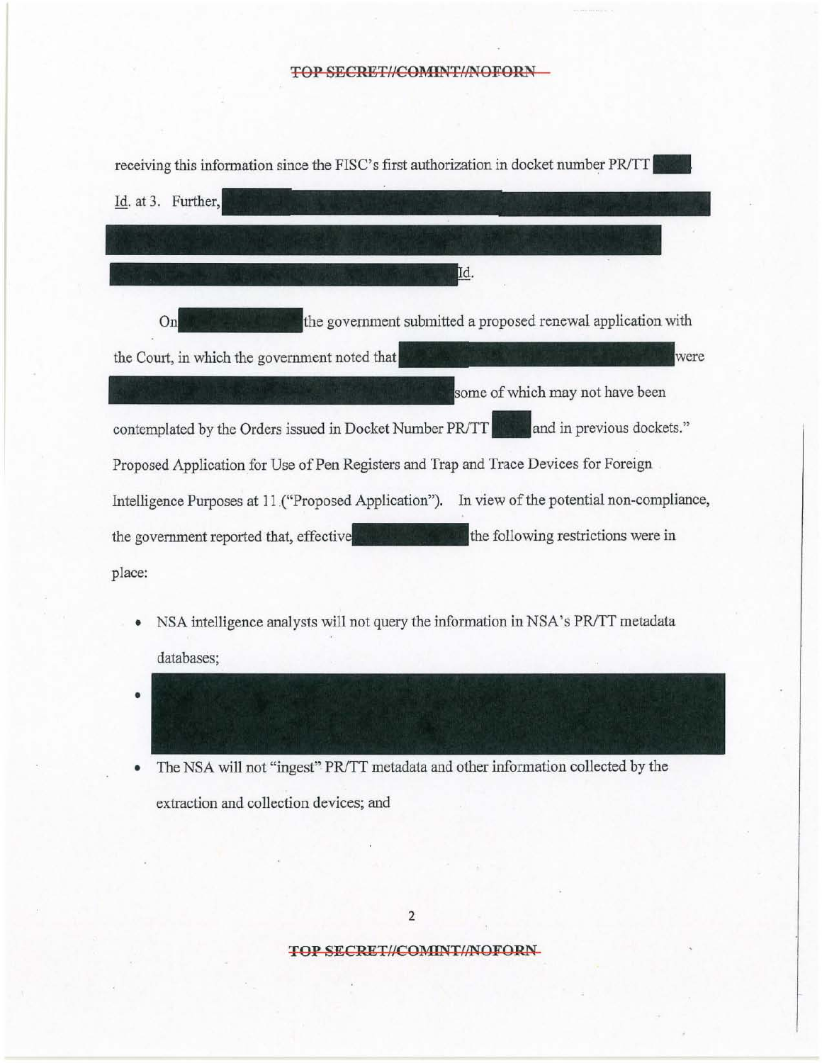receiving this information since the FISC's first authorization in docket number PR/TT [REDACTED]. Id. at 3. Further, [REDACTED] Id.

On [REDACTED] the government submitted a proposed renewal application with the Court, in which the government noted that [REDACTED] were [REDACTED] some of which may not have been contemplated by the Orders issued in Docket Number PR/TT [REDACTED] and in previous dockets." Proposed Application for Use of Pen Registers and Trap and Trace Devices for Foreign Intelligence Purposes at 11 ("Proposed Application"). In view of the potential non-compliance, the government reported that, effective [REDACTED] the following restrictions were in place:

- NSA intelligence analysts will not query the information in NSA's PR/TT metadata databases;
- [REDACTED]
- The NSA will not "ingest" PR/TT metadata and other information collected by the extraction and collection devices; and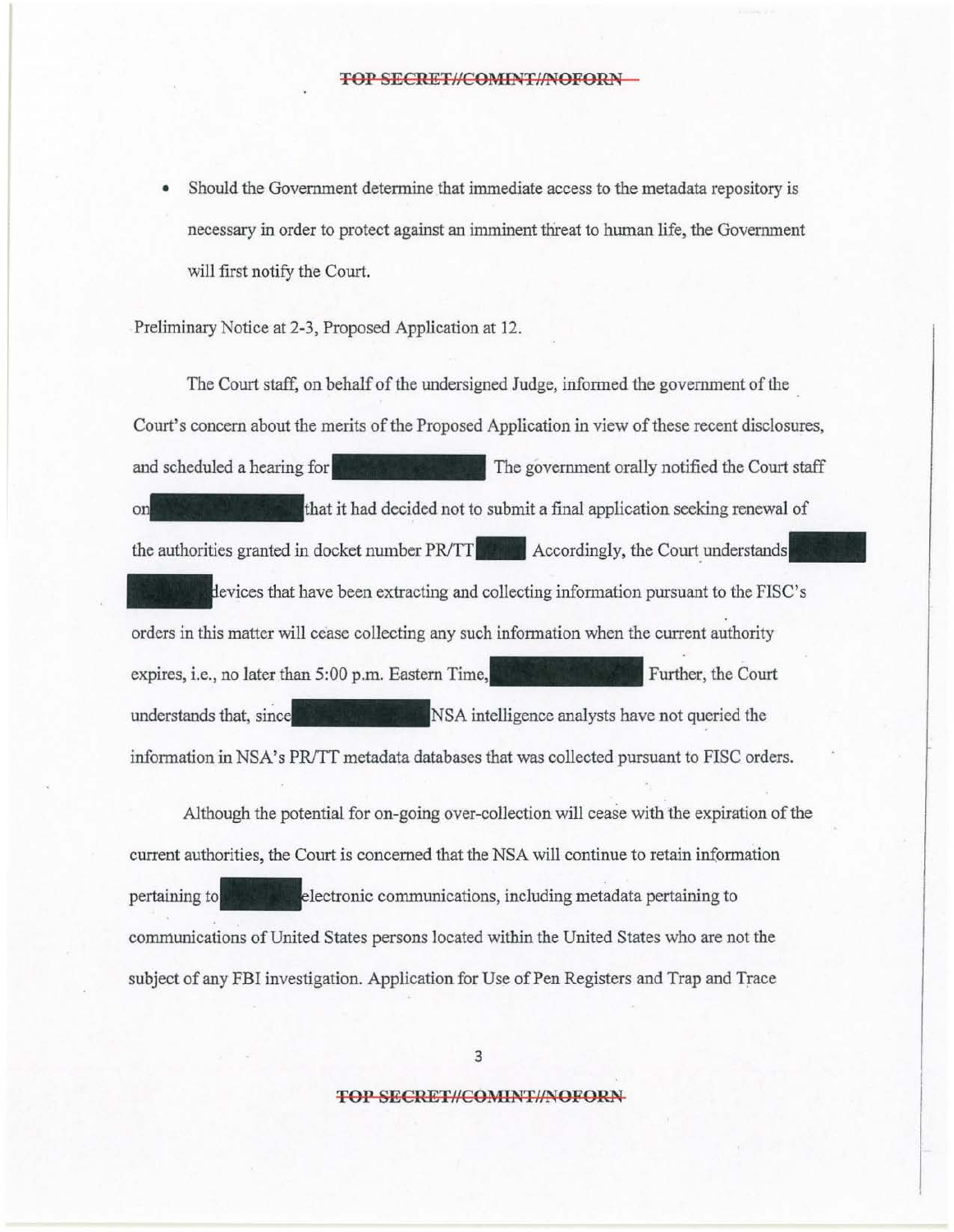- Should the Government determine that immediate access to the metadata repository is necessary in order to protect against an imminent threat to human life, the Government will first notify the Court.

Preliminary Notice at 2-3, Proposed Application at 12.

The Court staff, on behalf of the undersigned Judge, informed the government of the Court's concern about the merits of the Proposed Application in view of these recent disclosures, and scheduled a hearing for [REDACTED] The government orally notified the Court staff on [REDACTED] that it had decided not to submit a final application seeking renewal of the authorities granted in docket number PR/TT [REDACTED] Accordingly, the Court understands [REDACTED] devices that have been extracting and collecting information pursuant to the FISC's orders in this matter will cease collecting any such information when the current authority expires, i.e., no later than 5:00 p.m. Eastern Time, [REDACTED] Further, the Court understands that, since [REDACTED] NSA intelligence analysts have not queried the information in NSA's PR/TT metadata databases that was collected pursuant to FISC orders.

Although the potential for on-going over-collection will cease with the expiration of the current authorities, the Court is concerned that the NSA will continue to retain information pertaining to [REDACTED] electronic communications, including metadata pertaining to communications of United States persons located within the United States who are not the subject of any FBI investigation. Application for Use of Pen Registers and Trap and Trace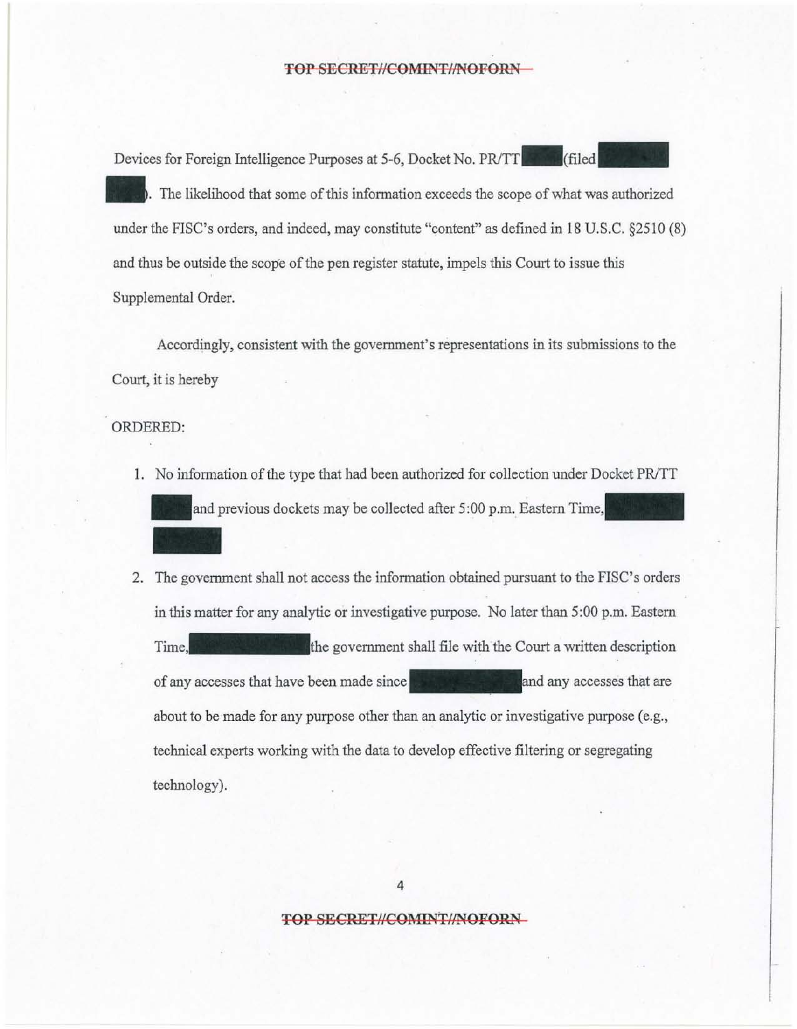Devices for Foreign Intelligence Purposes at 5-6, Docket No. PR/TT (filed ). The likelihood that some of this information exceeds the scope of what was authorized under the FISC's orders, and indeed, may constitute "content" as defined in 18 U.S.C. §2510 (8) and thus be outside the scope of the pen register statute, impels this Court to issue this Supplemental Order.

Accordingly, consistent with the government's representations in its submissions to the Court, it is hereby

ORDERED:

1. No information of the type that had been authorized for collection under Docket PR/TT and previous dockets may be collected after 5:00 p.m. Eastern Time,
2. The government shall not access the information obtained pursuant to the FISC's orders in this matter for any analytic or investigative purpose. No later than 5:00 p.m. Eastern Time, the government shall file with the Court a written description of any accesses that have been made since and any accesses that are about to be made for any purpose other than an analytic or investigative purpose (e.g., technical experts working with the data to develop effective filtering or segregating technology).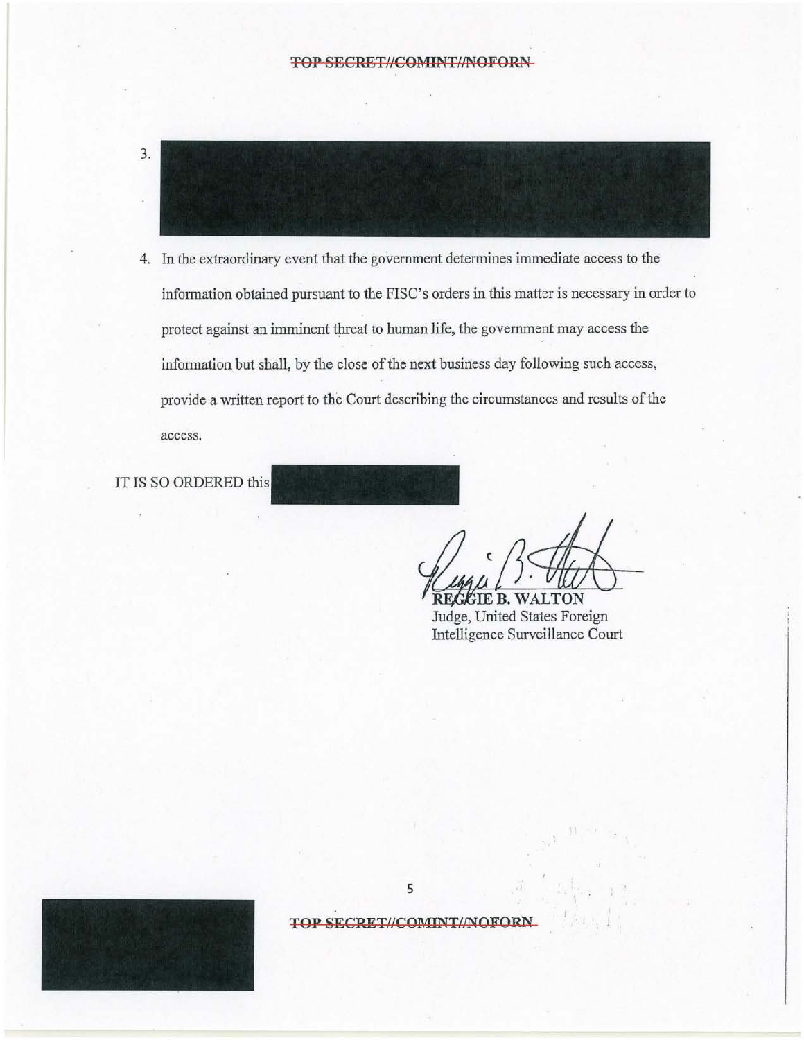3. [REDACTED]

4. In the extraordinary event that the government determines immediate access to the information obtained pursuant to the FISC's orders in this matter is necessary in order to protect against an imminent threat to human life, the government may access the information but shall, by the close of the next business day following such access, provide a written report to the Court describing the circumstances and results of the access.

IT IS SO ORDERED this [REDACTED]

REGGIE B. WALTON
Judge, United States Foreign Intelligence Surveillance Court